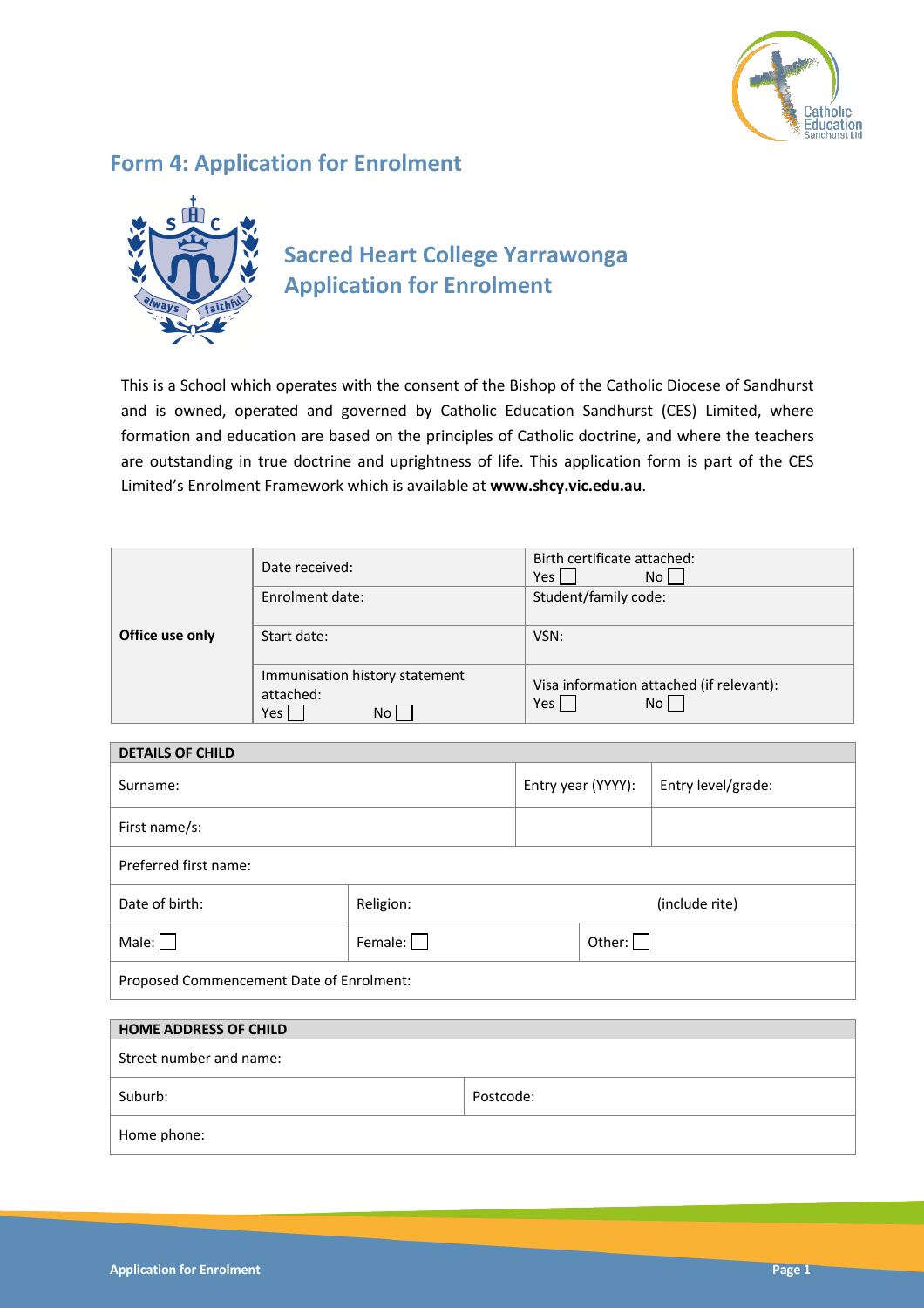## Form 4: Application for Enrolment

# Sacred Heart College Yarrawonga
# Application for Enrolment

This is a School which operates with the consent of the Bishop of the Catholic Diocese of Sandhurst and is owned, operated and governed by Catholic Education Sandhurst (CES) Limited, where formation and education are based on the principles of Catholic doctrine, and where the teachers are outstanding in true doctrine and uprightness of life. This application form is part of the CES Limited's Enrolment Framework which is available at **www.shcy.vic.edu.au**.

| **Office use only** | Date received: | Birth certificate attached: Yes ☐ No ☐ |
|---|---|---|
| | Enrolment date: | Student/family code: |
| | Start date: | VSN: |
| | Immunisation history statement attached: Yes ☐ No ☐ | Visa information attached (if relevant): Yes ☐ No ☐ |

| **DETAILS OF CHILD** | | | |
|---|---|---|---|
| Surname: | | Entry year (YYYY): | Entry level/grade: |
| First name/s: | | | |
| Preferred first name: | | | |
| Date of birth: | Religion: | | (include rite) |
| Male: ☐ | Female: ☐ | Other: ☐ | |
| Proposed Commencement Date of Enrolment: | | | |

| **HOME ADDRESS OF CHILD** | |
|---|---|
| Street number and name: | |
| Suburb: | Postcode: |
| Home phone: | |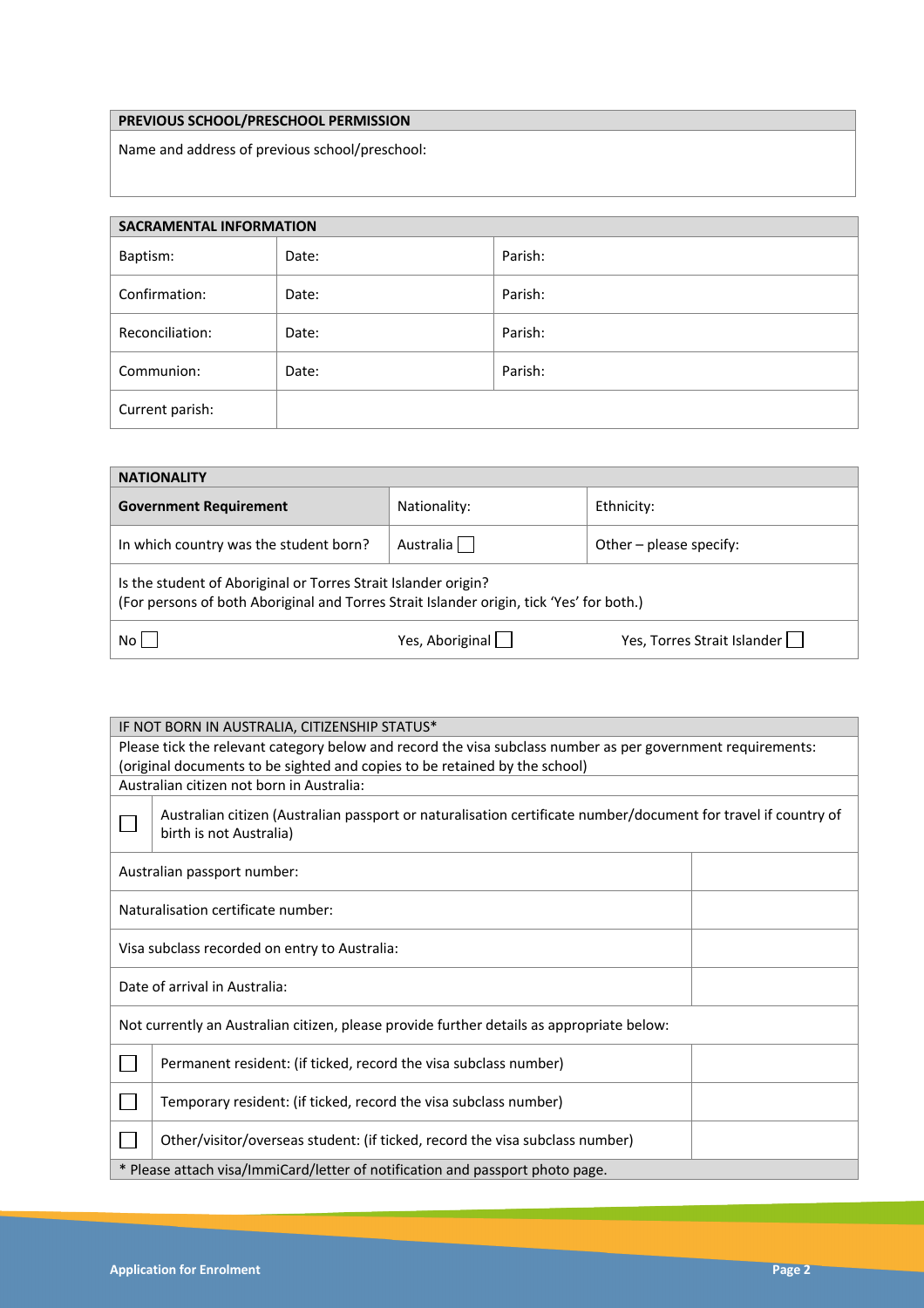| PREVIOUS SCHOOL/PRESCHOOL PERMISSION |
|---|
| Name and address of previous school/preschool: |

| SACRAMENTAL INFORMATION | | |
|---|---|---|
| Baptism: | Date: | Parish: |
| Confirmation: | Date: | Parish: |
| Reconciliation: | Date: | Parish: |
| Communion: | Date: | Parish: |
| Current parish: | | |

| NATIONALITY | | |
|---|---|---|
| **Government Requirement** | Nationality: | Ethnicity: |
| In which country was the student born? | Australia ☐ | Other – please specify: |
| Is the student of Aboriginal or Torres Strait Islander origin? (For persons of both Aboriginal and Torres Strait Islander origin, tick 'Yes' for both.) | | |
| No ☐ | Yes, Aboriginal ☐ | Yes, Torres Strait Islander ☐ |

| IF NOT BORN IN AUSTRALIA, CITIZENSHIP STATUS* | | |
|---|---|---|
| Please tick the relevant category below and record the visa subclass number as per government requirements: (original documents to be sighted and copies to be retained by the school) | | |
| Australian citizen not born in Australia: | | |
| ☐ | Australian citizen (Australian passport or naturalisation certificate number/document for travel if country of birth is not Australia) | |
| Australian passport number: | | |
| Naturalisation certificate number: | | |
| Visa subclass recorded on entry to Australia: | | |
| Date of arrival in Australia: | | |
| Not currently an Australian citizen, please provide further details as appropriate below: | | |
| ☐ | Permanent resident: (if ticked, record the visa subclass number) | |
| ☐ | Temporary resident: (if ticked, record the visa subclass number) | |
| ☐ | Other/visitor/overseas student: (if ticked, record the visa subclass number) | |
| * Please attach visa/ImmiCard/letter of notification and passport photo page. | | |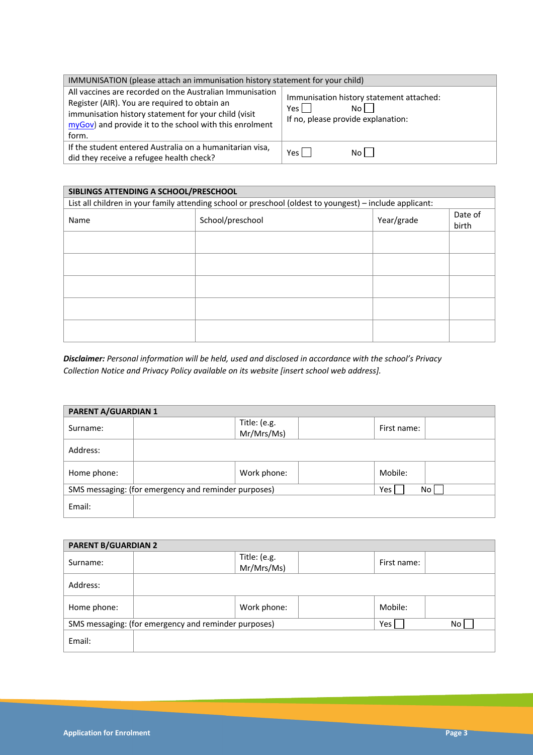| IMMUNISATION (please attach an immunisation history statement for your child) | |
|---|---|
| All vaccines are recorded on the Australian Immunisation Register (AIR). You are required to obtain an immunisation history statement for your child (visit myGov) and provide it to the school with this enrolment form. | Immunisation history statement attached: Yes ☐ No ☐ If no, please provide explanation: |
| If the student entered Australia on a humanitarian visa, did they receive a refugee health check? | Yes ☐ No ☐ |

| **SIBLINGS ATTENDING A SCHOOL/PRESCHOOL** | | | |
|---|---|---|---|
| List all children in your family attending school or preschool (oldest to youngest) – include applicant: | | | |
| Name | School/preschool | Year/grade | Date of birth |
| | | | |
| | | | |
| | | | |
| | | | |
| | | | |

***Disclaimer:*** *Personal information will be held, used and disclosed in accordance with the school's Privacy Collection Notice and Privacy Policy available on its website [insert school web address].*

| **PARENT A/GUARDIAN 1** | | | | | |
|---|---|---|---|---|---|
| Surname: | | Title: (e.g. Mr/Mrs/Ms) | | First name: | |
| Address: | | | | | |
| Home phone: | | Work phone: | | Mobile: | |
| SMS messaging: (for emergency and reminder purposes) | | | | Yes ☐ | No ☐ |
| Email: | | | | | |

| **PARENT B/GUARDIAN 2** | | | | | |
|---|---|---|---|---|---|
| Surname: | | Title: (e.g. Mr/Mrs/Ms) | | First name: | |
| Address: | | | | | |
| Home phone: | | Work phone: | | Mobile: | |
| SMS messaging: (for emergency and reminder purposes) | | | | Yes ☐ | No ☐ |
| Email: | | | | | |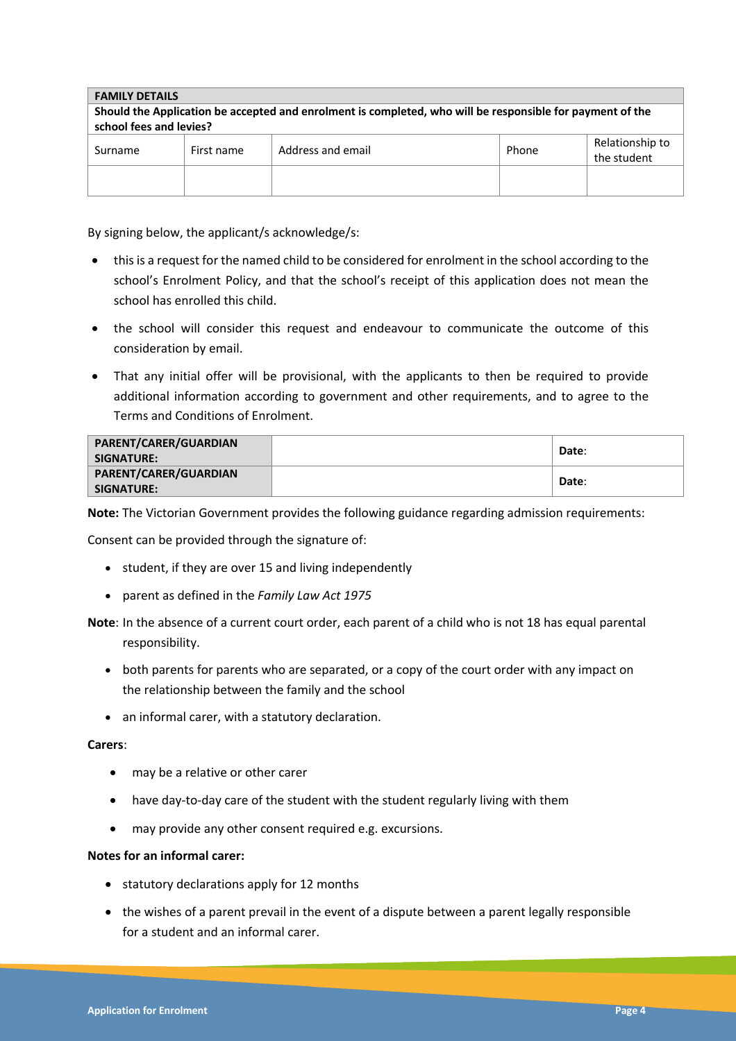| FAMILY DETAILS | | | | |
|---|---|---|---|---|
| **Should the Application be accepted and enrolment is completed, who will be responsible for payment of the school fees and levies?** | | | | |
| Surname | First name | Address and email | Phone | Relationship to the student |
| | | | | |

By signing below, the applicant/s acknowledge/s:

- this is a request for the named child to be considered for enrolment in the school according to the school's Enrolment Policy, and that the school's receipt of this application does not mean the school has enrolled this child.
- the school will consider this request and endeavour to communicate the outcome of this consideration by email.
- That any initial offer will be provisional, with the applicants to then be required to provide additional information according to government and other requirements, and to agree to the Terms and Conditions of Enrolment.

| **PARENT/CARER/GUARDIAN SIGNATURE:** | | **Date**: |
|---|---|---|
| **PARENT/CARER/GUARDIAN SIGNATURE:** | | **Date**: |

**Note:** The Victorian Government provides the following guidance regarding admission requirements:

Consent can be provided through the signature of:

- student, if they are over 15 and living independently
- parent as defined in the *Family Law Act 1975*

**Note**: In the absence of a current court order, each parent of a child who is not 18 has equal parental responsibility.

- both parents for parents who are separated, or a copy of the court order with any impact on the relationship between the family and the school
- an informal carer, with a statutory declaration.

**Carers**:

- may be a relative or other carer
- have day-to-day care of the student with the student regularly living with them
- may provide any other consent required e.g. excursions.

**Notes for an informal carer:**

- statutory declarations apply for 12 months
- the wishes of a parent prevail in the event of a dispute between a parent legally responsible for a student and an informal carer.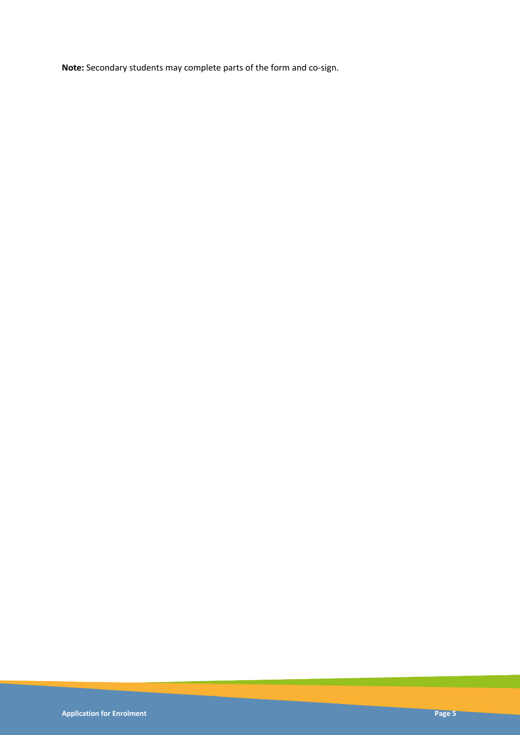**Note:** Secondary students may complete parts of the form and co-sign.